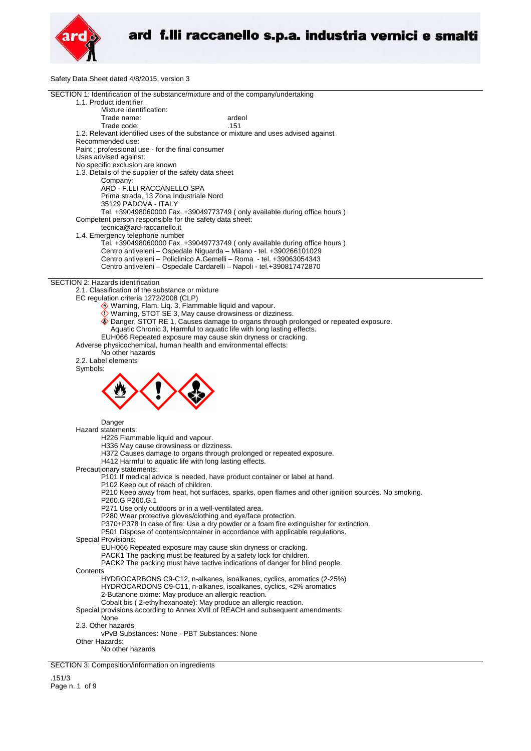ard f.lli raccanello s.p.a. industria vernici e smalti

Safety Data Sheet dated 4/8/2015, version 3

## SECTION 1: Identification of the substance/mixture and of the company/undertaking

1.1. Product identifier

Mixture identification:

Trade name: ardeol

Trade code: .151

1.2. Relevant identified uses of the substance or mixture and uses advised against

Recommended use:

Paint ; professional use - for the final consumer

Uses advised against:

No specific exclusion are known

1.3. Details of the supplier of the safety data sheet

Company:

ARD - F.LLI RACCANELLO SPA
Prima strada, 13 Zona Industriale Nord
35129 PADOVA - ITALY
Tel. +390498060000 Fax. +39049773749 ( only available during office hours )

Competent person responsible for the safety data sheet:

tecnica@ard-raccanello.it

1.4. Emergency telephone number

Tel. +390498060000 Fax. +39049773749 ( only available during office hours )
Centro antiveleni – Ospedale Niguarda – Milano - tel. +390266101029
Centro antiveleni – Policlinico A.Gemelli – Roma - tel. +39063054343
Centro antiveleni – Ospedale Cardarelli – Napoli - tel.+390817472870

## SECTION 2: Hazards identification

2.1. Classification of the substance or mixture

EC regulation criteria 1272/2008 (CLP)

- Warning, Flam. Liq. 3, Flammable liquid and vapour.
- Warning, STOT SE 3, May cause drowsiness or dizziness.
- Danger, STOT RE 1, Causes damage to organs through prolonged or repeated exposure.
- Aquatic Chronic 3, Harmful to aquatic life with long lasting effects.

EUH066 Repeated exposure may cause skin dryness or cracking.

Adverse physicochemical, human health and environmental effects:

No other hazards

2.2. Label elements

Symbols:

Danger

Hazard statements:

H226 Flammable liquid and vapour.
H336 May cause drowsiness or dizziness.
H372 Causes damage to organs through prolonged or repeated exposure.
H412 Harmful to aquatic life with long lasting effects.

Precautionary statements:

P101 If medical advice is needed, have product container or label at hand.
P102 Keep out of reach of children.
P210 Keep away from heat, hot surfaces, sparks, open flames and other ignition sources. No smoking.
P260.G P260.G.1
P271 Use only outdoors or in a well-ventilated area.
P280 Wear protective gloves/clothing and eye/face protection.
P370+P378 In case of fire: Use a dry powder or a foam fire extinguisher for extinction.
P501 Dispose of contents/container in accordance with applicable regulations.

Special Provisions:

EUH066 Repeated exposure may cause skin dryness or cracking.
PACK1 The packing must be featured by a safety lock for children.
PACK2 The packing must have tactive indications of danger for blind people.

Contents

HYDROCARBONS C9-C12, n-alkanes, isoalkanes, cyclics, aromatics (2-25%)
HYDROCARDONS C9-C11, n-alkanes, isoalkanes, cyclics, <2% aromatics
2-Butanone oxime: May produce an allergic reaction.
Cobalt bis ( 2-ethylhexanoate): May produce an allergic reaction.

Special provisions according to Annex XVII of REACH and subsequent amendments:

None

2.3. Other hazards

vPvB Substances: None - PBT Substances: None

Other Hazards:

No other hazards

## SECTION 3: Composition/information on ingredients

.151/3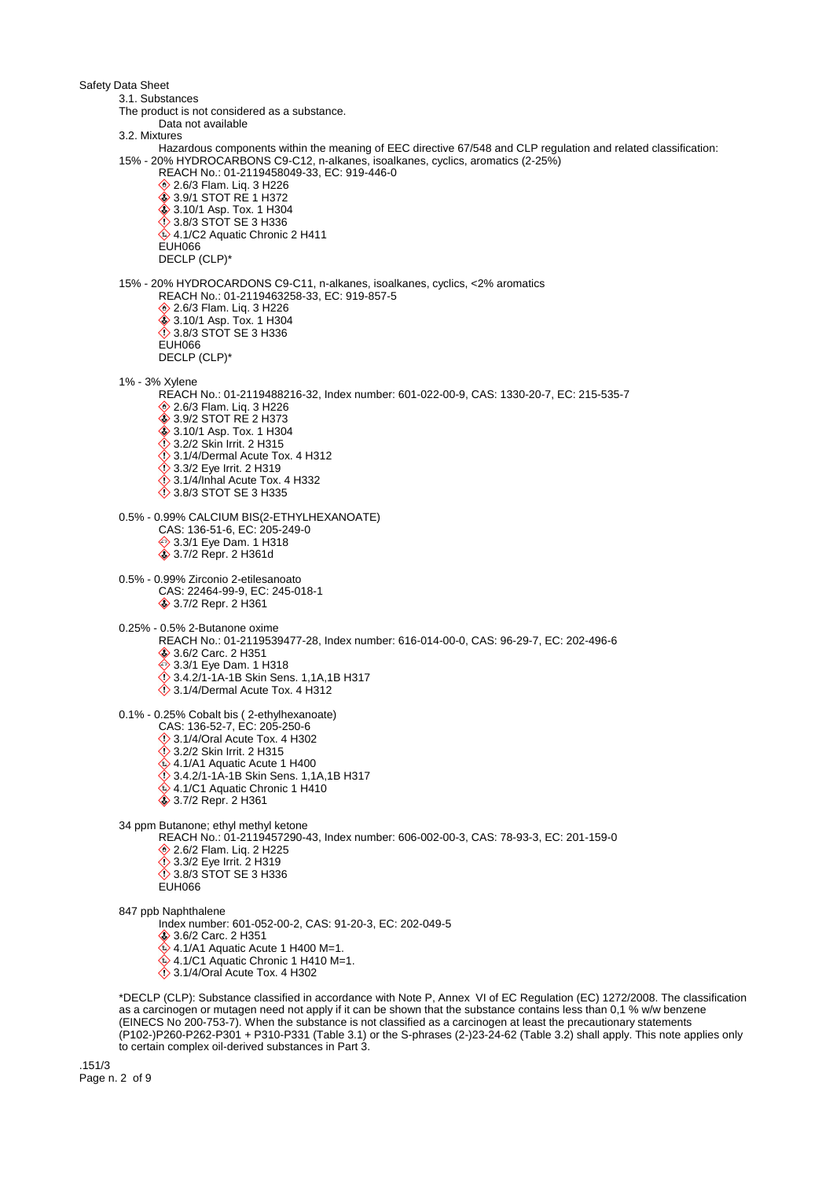Safety Data Sheet

3.1. Substances

The product is not considered as a substance.

Data not available

3.2. Mixtures

Hazardous components within the meaning of EEC directive 67/548 and CLP regulation and related classification:

15% - 20% HYDROCARBONS C9-C12, n-alkanes, isoalkanes, cyclics, aromatics (2-25%)
- REACH No.: 01-2119458049-33, EC: 919-446-0
- 2.6/3 Flam. Liq. 3 H226
- 3.9/1 STOT RE 1 H372
- 3.10/1 Asp. Tox. 1 H304
- 3.8/3 STOT SE 3 H336
- 4.1/C2 Aquatic Chronic 2 H411
- EUH066
- DECLP (CLP)*

15% - 20% HYDROCARDONS C9-C11, n-alkanes, isoalkanes, cyclics, <2% aromatics
- REACH No.: 01-2119463258-33, EC: 919-857-5
- 2.6/3 Flam. Liq. 3 H226
- 3.10/1 Asp. Tox. 1 H304
- 3.8/3 STOT SE 3 H336
- EUH066
- DECLP (CLP)*

1% - 3% Xylene
- REACH No.: 01-2119488216-32, Index number: 601-022-00-9, CAS: 1330-20-7, EC: 215-535-7
- 2.6/3 Flam. Liq. 3 H226
- 3.9/2 STOT RE 2 H373
- 3.10/1 Asp. Tox. 1 H304
- 3.2/2 Skin Irrit. 2 H315
- 3.1/4/Dermal Acute Tox. 4 H312
- 3.3/2 Eye Irrit. 2 H319
- 3.1/4/Inhal Acute Tox. 4 H332
- 3.8/3 STOT SE 3 H335

0.5% - 0.99% CALCIUM BIS(2-ETHYLHEXANOATE)
- CAS: 136-51-6, EC: 205-249-0
- 3.3/1 Eye Dam. 1 H318
- 3.7/2 Repr. 2 H361d

0.5% - 0.99% Zirconio 2-etilesanoato
- CAS: 22464-99-9, EC: 245-018-1
- 3.7/2 Repr. 2 H361

0.25% - 0.5% 2-Butanone oxime
- REACH No.: 01-2119539477-28, Index number: 616-014-00-0, CAS: 96-29-7, EC: 202-496-6
- 3.6/2 Carc. 2 H351
- 3.3/1 Eye Dam. 1 H318
- 3.4.2/1-1A-1B Skin Sens. 1,1A,1B H317
- 3.1/4/Dermal Acute Tox. 4 H312

0.1% - 0.25% Cobalt bis ( 2-ethylhexanoate)
- CAS: 136-52-7, EC: 205-250-6
- 3.1/4/Oral Acute Tox. 4 H302
- 3.2/2 Skin Irrit. 2 H315
- 4.1/A1 Aquatic Acute 1 H400
- 3.4.2/1-1A-1B Skin Sens. 1,1A,1B H317
- 4.1/C1 Aquatic Chronic 1 H410
- 3.7/2 Repr. 2 H361

34 ppm Butanone; ethyl methyl ketone
- REACH No.: 01-2119457290-43, Index number: 606-002-00-3, CAS: 78-93-3, EC: 201-159-0
- 2.6/2 Flam. Liq. 2 H225
- 3.3/2 Eye Irrit. 2 H319
- 3.8/3 STOT SE 3 H336
- EUH066

847 ppb Naphthalene
- Index number: 601-052-00-2, CAS: 91-20-3, EC: 202-049-5
- 3.6/2 Carc. 2 H351
- 4.1/A1 Aquatic Acute 1 H400 M=1.
- 4.1/C1 Aquatic Chronic 1 H410 M=1.
- 3.1/4/Oral Acute Tox. 4 H302

*DECLP (CLP): Substance classified in accordance with Note P, Annex VI of EC Regulation (EC) 1272/2008. The classification as a carcinogen or mutagen need not apply if it can be shown that the substance contains less than 0,1 % w/w benzene (EINECS No 200-753-7). When the substance is not classified as a carcinogen at least the precautionary statements (P102-)P260-P262-P301 + P310-P331 (Table 3.1) or the S-phrases (2-)23-24-62 (Table 3.2) shall apply. This note applies only to certain complex oil-derived substances in Part 3.

.151/3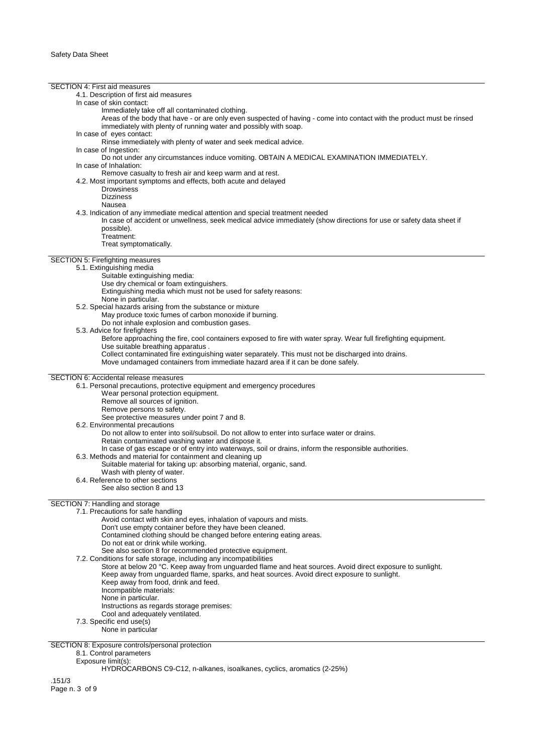## SECTION 4: First aid measures

4.1. Description of first aid measures

In case of skin contact:

Immediately take off all contaminated clothing.

Areas of the body that have - or are only even suspected of having - come into contact with the product must be rinsed immediately with plenty of running water and possibly with soap.

In case of eyes contact:

Rinse immediately with plenty of water and seek medical advice.

In case of Ingestion:

Do not under any circumstances induce vomiting. OBTAIN A MEDICAL EXAMINATION IMMEDIATELY.

In case of Inhalation:

Remove casualty to fresh air and keep warm and at rest.

4.2. Most important symptoms and effects, both acute and delayed

Drowsiness
Dizziness
Nausea

4.3. Indication of any immediate medical attention and special treatment needed

In case of accident or unwellness, seek medical advice immediately (show directions for use or safety data sheet if possible).

Treatment:

Treat symptomatically.

## SECTION 5: Firefighting measures

5.1. Extinguishing media

Suitable extinguishing media:

Use dry chemical or foam extinguishers.

Extinguishing media which must not be used for safety reasons:

None in particular.

5.2. Special hazards arising from the substance or mixture

May produce toxic fumes of carbon monoxide if burning.

Do not inhale explosion and combustion gases.

5.3. Advice for firefighters

Before approaching the fire, cool containers exposed to fire with water spray. Wear full firefighting equipment.

Use suitable breathing apparatus .

Collect contaminated fire extinguishing water separately. This must not be discharged into drains.

Move undamaged containers from immediate hazard area if it can be done safely.

## SECTION 6: Accidental release measures

6.1. Personal precautions, protective equipment and emergency procedures

Wear personal protection equipment.

Remove all sources of ignition.

Remove persons to safety.

See protective measures under point 7 and 8.

6.2. Environmental precautions

Do not allow to enter into soil/subsoil. Do not allow to enter into surface water or drains.

Retain contaminated washing water and dispose it.

In case of gas escape or of entry into waterways, soil or drains, inform the responsible authorities.

6.3. Methods and material for containment and cleaning up

Suitable material for taking up: absorbing material, organic, sand.

Wash with plenty of water.

6.4. Reference to other sections

See also section 8 and 13

## SECTION 7: Handling and storage

7.1. Precautions for safe handling

Avoid contact with skin and eyes, inhalation of vapours and mists.

Don't use empty container before they have been cleaned.

Contamined clothing should be changed before entering eating areas.

Do not eat or drink while working.

See also section 8 for recommended protective equipment.

7.2. Conditions for safe storage, including any incompatibilities

Store at below 20 °C. Keep away from unguarded flame and heat sources. Avoid direct exposure to sunlight.

Keep away from unguarded flame, sparks, and heat sources. Avoid direct exposure to sunlight.

Keep away from food, drink and feed.

Incompatible materials:

None in particular.

Instructions as regards storage premises:

Cool and adequately ventilated.

7.3. Specific end use(s)

None in particular

## SECTION 8: Exposure controls/personal protection

8.1. Control parameters

Exposure limit(s):

HYDROCARBONS C9-C12, n-alkanes, isoalkanes, cyclics, aromatics (2-25%)

.151/3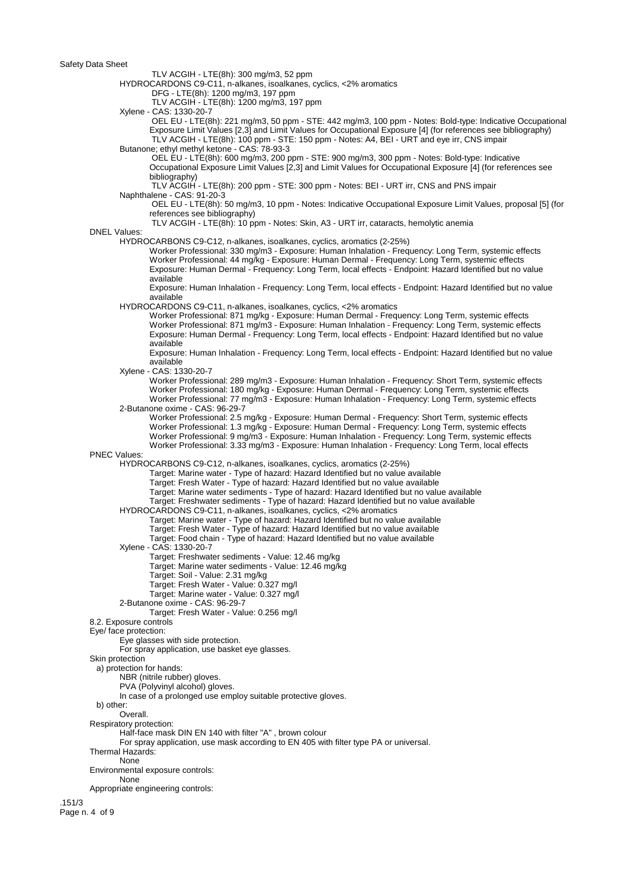TLV ACGIH - LTE(8h): 300 mg/m3, 52 ppm

HYDROCARDONS C9-C11, n-alkanes, isoalkanes, cyclics, <2% aromatics

- DFG - LTE(8h): 1200 mg/m3, 197 ppm
- TLV ACGIH - LTE(8h): 1200 mg/m3, 197 ppm

Xylene - CAS: 1330-20-7

- OEL EU - LTE(8h): 221 mg/m3, 50 ppm - STE: 442 mg/m3, 100 ppm - Notes: Bold-type: Indicative Occupational Exposure Limit Values [2,3] and Limit Values for Occupational Exposure [4] (for references see bibliography)
- TLV ACGIH - LTE(8h): 100 ppm - STE: 150 ppm - Notes: A4, BEI - URT and eye irr, CNS impair

Butanone; ethyl methyl ketone - CAS: 78-93-3

- OEL EU - LTE(8h): 600 mg/m3, 200 ppm - STE: 900 mg/m3, 300 ppm - Notes: Bold-type: Indicative Occupational Exposure Limit Values [2,3] and Limit Values for Occupational Exposure [4] (for references see bibliography)
- TLV ACGIH - LTE(8h): 200 ppm - STE: 300 ppm - Notes: BEI - URT irr, CNS and PNS impair

Naphthalene - CAS: 91-20-3

- OEL EU - LTE(8h): 50 mg/m3, 10 ppm - Notes: Indicative Occupational Exposure Limit Values, proposal [5] (for references see bibliography)
- TLV ACGIH - LTE(8h): 10 ppm - Notes: Skin, A3 - URT irr, cataracts, hemolytic anemia

DNEL Values:

HYDROCARBONS C9-C12, n-alkanes, isoalkanes, cyclics, aromatics (2-25%)

- Worker Professional: 330 mg/m3 - Exposure: Human Inhalation - Frequency: Long Term, systemic effects
- Worker Professional: 44 mg/kg - Exposure: Human Dermal - Frequency: Long Term, systemic effects
- Exposure: Human Dermal - Frequency: Long Term, local effects - Endpoint: Hazard Identified but no value available
- Exposure: Human Inhalation - Frequency: Long Term, local effects - Endpoint: Hazard Identified but no value available

HYDROCARDONS C9-C11, n-alkanes, isoalkanes, cyclics, <2% aromatics

- Worker Professional: 871 mg/kg - Exposure: Human Dermal - Frequency: Long Term, systemic effects
- Worker Professional: 871 mg/m3 - Exposure: Human Inhalation - Frequency: Long Term, systemic effects
- Exposure: Human Dermal - Frequency: Long Term, local effects - Endpoint: Hazard Identified but no value available
- Exposure: Human Inhalation - Frequency: Long Term, local effects - Endpoint: Hazard Identified but no value available

Xylene - CAS: 1330-20-7

- Worker Professional: 289 mg/m3 - Exposure: Human Inhalation - Frequency: Short Term, systemic effects
- Worker Professional: 180 mg/kg - Exposure: Human Dermal - Frequency: Long Term, systemic effects
- Worker Professional: 77 mg/m3 - Exposure: Human Inhalation - Frequency: Long Term, systemic effects

2-Butanone oxime - CAS: 96-29-7

- Worker Professional: 2.5 mg/kg - Exposure: Human Dermal - Frequency: Short Term, systemic effects
- Worker Professional: 1.3 mg/kg - Exposure: Human Dermal - Frequency: Long Term, systemic effects
- Worker Professional: 9 mg/m3 - Exposure: Human Inhalation - Frequency: Long Term, systemic effects
- Worker Professional: 3.33 mg/m3 - Exposure: Human Inhalation - Frequency: Long Term, local effects

PNEC Values:

HYDROCARBONS C9-C12, n-alkanes, isoalkanes, cyclics, aromatics (2-25%)

- Target: Marine water - Type of hazard: Hazard Identified but no value available
- Target: Fresh Water - Type of hazard: Hazard Identified but no value available
- Target: Marine water sediments - Type of hazard: Hazard Identified but no value available
- Target: Freshwater sediments - Type of hazard: Hazard Identified but no value available

HYDROCARDONS C9-C11, n-alkanes, isoalkanes, cyclics, <2% aromatics

- Target: Marine water - Type of hazard: Hazard Identified but no value available
- Target: Fresh Water - Type of hazard: Hazard Identified but no value available
- Target: Food chain - Type of hazard: Hazard Identified but no value available

Xylene - CAS: 1330-20-7

- Target: Freshwater sediments - Value: 12.46 mg/kg
- Target: Marine water sediments - Value: 12.46 mg/kg
- Target: Soil - Value: 2.31 mg/kg
- Target: Fresh Water - Value: 0.327 mg/l
- Target: Marine water - Value: 0.327 mg/l

2-Butanone oxime - CAS: 96-29-7

- Target: Fresh Water - Value: 0.256 mg/l

## 8.2. Exposure controls

Eye/ face protection:

- Eye glasses with side protection.
- For spray application, use basket eye glasses.

Skin protection

a) protection for hands:

- NBR (nitrile rubber) gloves.
- PVA (Polyvinyl alcohol) gloves.
- In case of a prolonged use employ suitable protective gloves.

b) other:

- Overall.

Respiratory protection:

- Half-face mask DIN EN 140 with filter "A" , brown colour
- For spray application, use mask according to EN 405 with filter type PA or universal.

Thermal Hazards:

- None

Environmental exposure controls:

- None

Appropriate engineering controls:

.151/3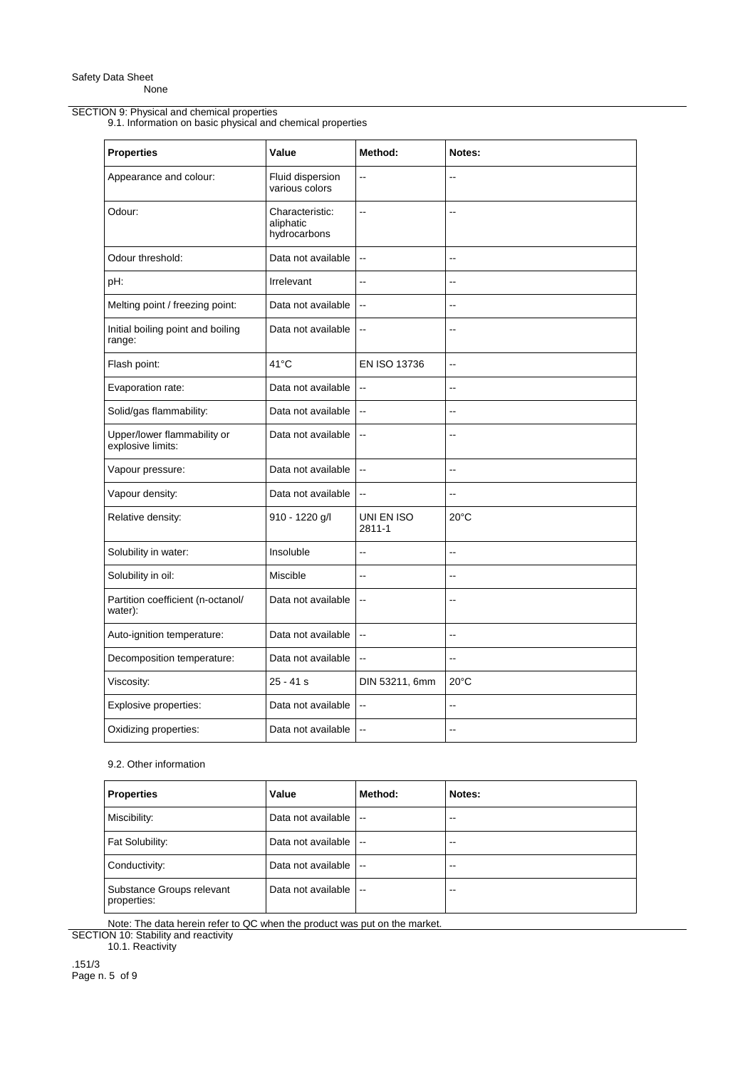## SECTION 9: Physical and chemical properties

### 9.1. Information on basic physical and chemical properties

| Properties | Value | Method: | Notes: |
|---|---|---|---|
| Appearance and colour: | Fluid dispersion various colors | -- | -- |
| Odour: | Characteristic: aliphatic hydrocarbons | -- | -- |
| Odour threshold: | Data not available | -- | -- |
| pH: | Irrelevant | -- | -- |
| Melting point / freezing point: | Data not available | -- | -- |
| Initial boiling point and boiling range: | Data not available | -- | -- |
| Flash point: | 41°C | EN ISO 13736 | -- |
| Evaporation rate: | Data not available | -- | -- |
| Solid/gas flammability: | Data not available | -- | -- |
| Upper/lower flammability or explosive limits: | Data not available | -- | -- |
| Vapour pressure: | Data not available | -- | -- |
| Vapour density: | Data not available | -- | -- |
| Relative density: | 910 - 1220 g/l | UNI EN ISO 2811-1 | 20°C |
| Solubility in water: | Insoluble | -- | -- |
| Solubility in oil: | Miscible | -- | -- |
| Partition coefficient (n-octanol/ water): | Data not available | -- | -- |
| Auto-ignition temperature: | Data not available | -- | -- |
| Decomposition temperature: | Data not available | -- | -- |
| Viscosity: | 25 - 41 s | DIN 53211, 6mm | 20°C |
| Explosive properties: | Data not available | -- | -- |
| Oxidizing properties: | Data not available | -- | -- |

### 9.2. Other information

| Properties | Value | Method: | Notes: |
|---|---|---|---|
| Miscibility: | Data not available | -- | -- |
| Fat Solubility: | Data not available | -- | -- |
| Conductivity: | Data not available | -- | -- |
| Substance Groups relevant properties: | Data not available | -- | -- |

Note: The data herein refer to QC when the product was put on the market.

## SECTION 10: Stability and reactivity

### 10.1. Reactivity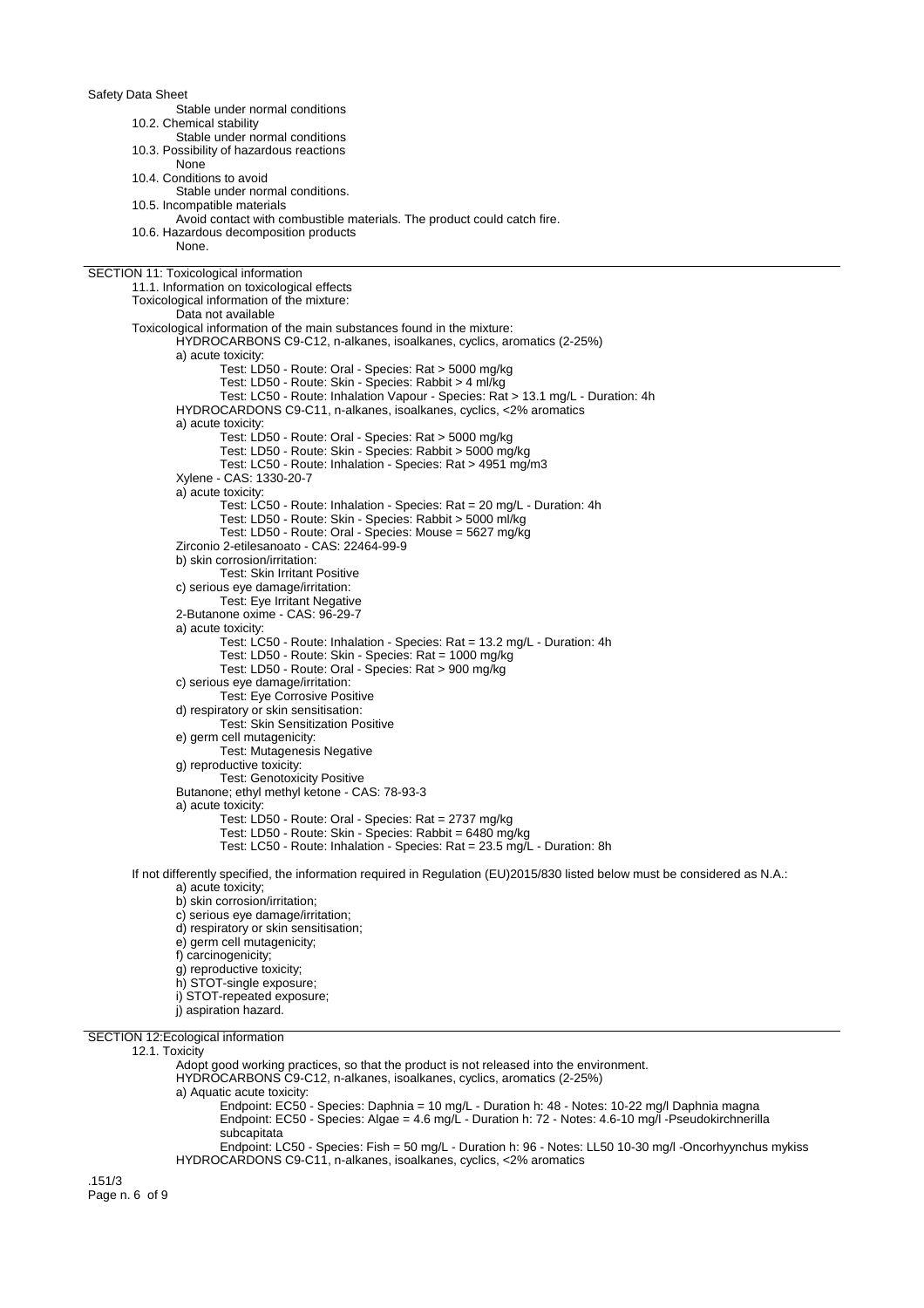Stable under normal conditions

10.2. Chemical stability

Stable under normal conditions

10.3. Possibility of hazardous reactions

None

10.4. Conditions to avoid

Stable under normal conditions.

10.5. Incompatible materials

Avoid contact with combustible materials. The product could catch fire.

10.6. Hazardous decomposition products

None.

## SECTION 11: Toxicological information

11.1. Information on toxicological effects

Toxicological information of the mixture:

Data not available

Toxicological information of the main substances found in the mixture:

HYDROCARBONS C9-C12, n-alkanes, isoalkanes, cyclics, aromatics (2-25%)

a) acute toxicity:

Test: LD50 - Route: Oral - Species: Rat > 5000 mg/kg

Test: LD50 - Route: Skin - Species: Rabbit > 4 ml/kg

Test: LC50 - Route: Inhalation Vapour - Species: Rat > 13.1 mg/L - Duration: 4h

HYDROCARDONS C9-C11, n-alkanes, isoalkanes, cyclics, <2% aromatics

a) acute toxicity:

Test: LD50 - Route: Oral - Species: Rat > 5000 mg/kg

Test: LD50 - Route: Skin - Species: Rabbit > 5000 mg/kg

Test: LC50 - Route: Inhalation - Species: Rat > 4951 mg/m3

Xylene - CAS: 1330-20-7

a) acute toxicity:

Test: LC50 - Route: Inhalation - Species: Rat = 20 mg/L - Duration: 4h

Test: LD50 - Route: Skin - Species: Rabbit > 5000 ml/kg

Test: LD50 - Route: Oral - Species: Mouse = 5627 mg/kg

Zirconio 2-etilesanoato - CAS: 22464-99-9

b) skin corrosion/irritation:

Test: Skin Irritant Positive

c) serious eye damage/irritation:

Test: Eye Irritant Negative

2-Butanone oxime - CAS: 96-29-7

a) acute toxicity:

Test: LC50 - Route: Inhalation - Species: Rat = 13.2 mg/L - Duration: 4h

Test: LD50 - Route: Skin - Species: Rat = 1000 mg/kg

Test: LD50 - Route: Oral - Species: Rat > 900 mg/kg

c) serious eye damage/irritation:

Test: Eye Corrosive Positive

d) respiratory or skin sensitisation:

Test: Skin Sensitization Positive

e) germ cell mutagenicity:

Test: Mutagenesis Negative

g) reproductive toxicity:

Test: Genotoxicity Positive

Butanone; ethyl methyl ketone - CAS: 78-93-3

a) acute toxicity:

Test: LD50 - Route: Oral - Species: Rat = 2737 mg/kg

Test: LD50 - Route: Skin - Species: Rabbit = 6480 mg/kg

Test: LC50 - Route: Inhalation - Species: Rat = 23.5 mg/L - Duration: 8h

If not differently specified, the information required in Regulation (EU)2015/830 listed below must be considered as N.A.:

a) acute toxicity;
b) skin corrosion/irritation;
c) serious eye damage/irritation;
d) respiratory or skin sensitisation;
e) germ cell mutagenicity;
f) carcinogenicity;
g) reproductive toxicity;
h) STOT-single exposure;
i) STOT-repeated exposure;
j) aspiration hazard.

## SECTION 12:Ecological information

12.1. Toxicity

Adopt good working practices, so that the product is not released into the environment.

HYDROCARBONS C9-C12, n-alkanes, isoalkanes, cyclics, aromatics (2-25%)

a) Aquatic acute toxicity:

Endpoint: EC50 - Species: Daphnia = 10 mg/L - Duration h: 48 - Notes: 10-22 mg/l Daphnia magna

Endpoint: EC50 - Species: Algae = 4.6 mg/L - Duration h: 72 - Notes: 4.6-10 mg/l -Pseudokirchnerilla subcapitata

Endpoint: LC50 - Species: Fish = 50 mg/L - Duration h: 96 - Notes: LL50 10-30 mg/l -Oncorhyynchus mykiss

HYDROCARDONS C9-C11, n-alkanes, isoalkanes, cyclics, <2% aromatics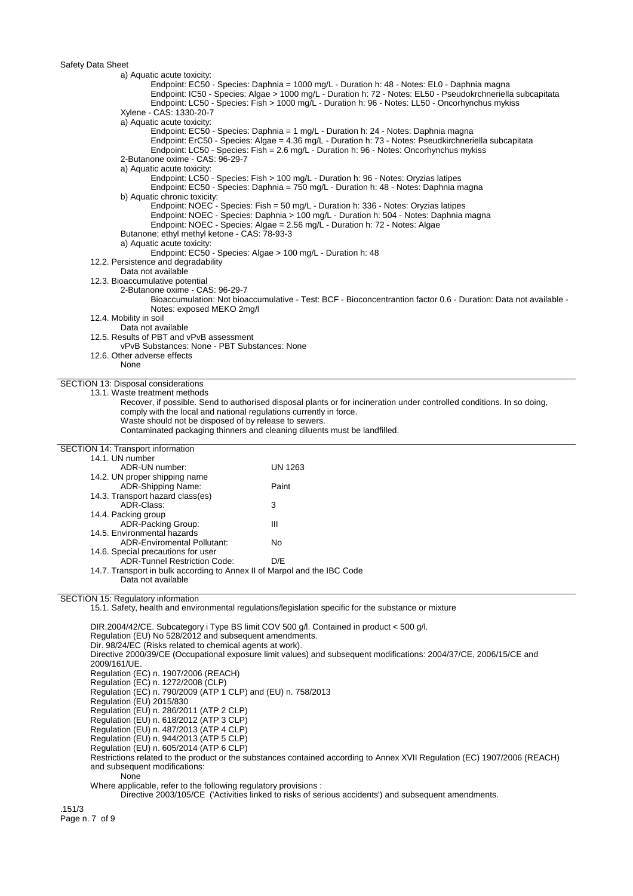a) Aquatic acute toxicity:

Endpoint: EC50 - Species: Daphnia = 1000 mg/L - Duration h: 48 - Notes: EL0 - Daphnia magna
Endpoint: IC50 - Species: Algae > 1000 mg/L - Duration h: 72 - Notes: EL50 - Pseudokrchneriella subcapitata
Endpoint: LC50 - Species: Fish > 1000 mg/L - Duration h: 96 - Notes: LL50 - Oncorhynchus mykiss

Xylene - CAS: 1330-20-7

a) Aquatic acute toxicity:

Endpoint: EC50 - Species: Daphnia = 1 mg/L - Duration h: 24 - Notes: Daphnia magna
Endpoint: ErC50 - Species: Algae = 4.36 mg/L - Duration h: 73 - Notes: Pseudkirchneriella subcapitata
Endpoint: LC50 - Species: Fish = 2.6 mg/L - Duration h: 96 - Notes: Oncorhynchus mykiss

2-Butanone oxime - CAS: 96-29-7

a) Aquatic acute toxicity:

Endpoint: LC50 - Species: Fish > 100 mg/L - Duration h: 96 - Notes: Oryzias latipes
Endpoint: EC50 - Species: Daphnia = 750 mg/L - Duration h: 48 - Notes: Daphnia magna

b) Aquatic chronic toxicity:

Endpoint: NOEC - Species: Fish = 50 mg/L - Duration h: 336 - Notes: Oryzias latipes
Endpoint: NOEC - Species: Daphnia > 100 mg/L - Duration h: 504 - Notes: Daphnia magna
Endpoint: NOEC - Species: Algae = 2.56 mg/L - Duration h: 72 - Notes: Algae

Butanone; ethyl methyl ketone - CAS: 78-93-3

a) Aquatic acute toxicity:

Endpoint: EC50 - Species: Algae > 100 mg/L - Duration h: 48

12.2. Persistence and degradability

Data not available

12.3. Bioaccumulative potential

2-Butanone oxime - CAS: 96-29-7

Bioaccumulation: Not bioaccumulative - Test: BCF - Bioconcentrantion factor 0.6 - Duration: Data not available - Notes: exposed MEKO 2mg/l

12.4. Mobility in soil

Data not available

12.5. Results of PBT and vPvB assessment

vPvB Substances: None - PBT Substances: None

12.6. Other adverse effects

None

## SECTION 13: Disposal considerations

13.1. Waste treatment methods

Recover, if possible. Send to authorised disposal plants or for incineration under controlled conditions. In so doing, comply with the local and national regulations currently in force.
Waste should not be disposed of by release to sewers.
Contaminated packaging thinners and cleaning diluents must be landfilled.

## SECTION 14: Transport information

| | |
|---|---|
| 14.1. UN number | |
| ADR-UN number: | UN 1263 |
| 14.2. UN proper shipping name | |
| ADR-Shipping Name: | Paint |
| 14.3. Transport hazard class(es) | |
| ADR-Class: | 3 |
| 14.4. Packing group | |
| ADR-Packing Group: | III |
| 14.5. Environmental hazards | |
| ADR-Enviromental Pollutant: | No |
| 14.6. Special precautions for user | |
| ADR-Tunnel Restriction Code: | D/E |

14.7. Transport in bulk according to Annex II of Marpol and the IBC Code

Data not available

## SECTION 15: Regulatory information

15.1. Safety, health and environmental regulations/legislation specific for the substance or mixture

DIR.2004/42/CE. Subcategory i Type BS limit COV 500 g/l. Contained in product < 500 g/l.
Regulation (EU) No 528/2012 and subsequent amendments.
Dir. 98/24/EC (Risks related to chemical agents at work).
Directive 2000/39/CE (Occupational exposure limit values) and subsequent modifications: 2004/37/CE, 2006/15/CE and 2009/161/UE.
Regulation (EC) n. 1907/2006 (REACH)
Regulation (EC) n. 1272/2008 (CLP)
Regulation (EC) n. 790/2009 (ATP 1 CLP) and (EU) n. 758/2013
Regulation (EU) 2015/830
Regulation (EU) n. 286/2011 (ATP 2 CLP)
Regulation (EU) n. 618/2012 (ATP 3 CLP)
Regulation (EU) n. 487/2013 (ATP 4 CLP)
Regulation (EU) n. 944/2013 (ATP 5 CLP)
Regulation (EU) n. 605/2014 (ATP 6 CLP)
Restrictions related to the product or the substances contained according to Annex XVII Regulation (EC) 1907/2006 (REACH) and subsequent modifications:

None

Where applicable, refer to the following regulatory provisions :

Directive 2003/105/CE ('Activities linked to risks of serious accidents') and subsequent amendments.

.151/3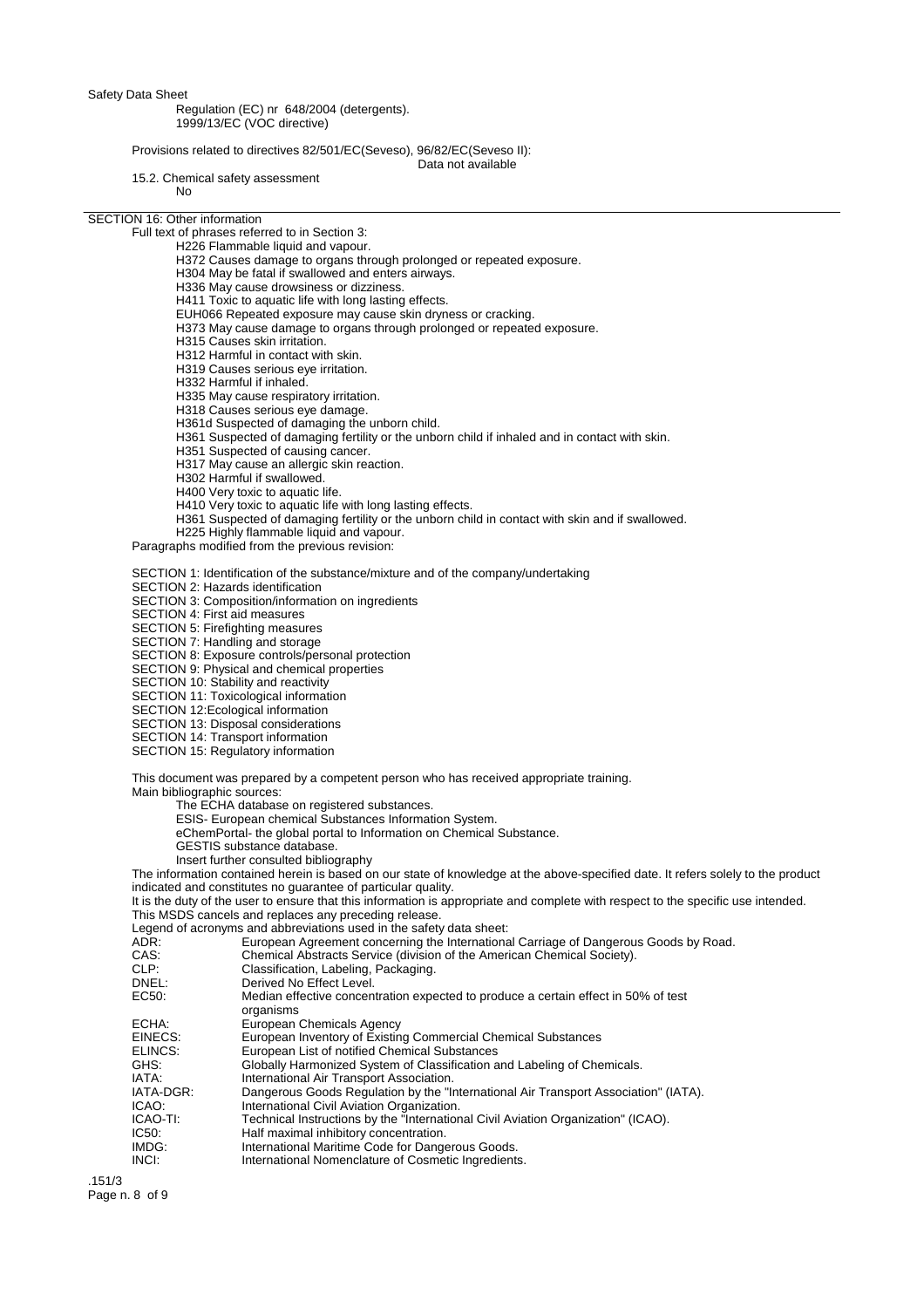Regulation (EC) nr 648/2004 (detergents).
1999/13/EC (VOC directive)

Provisions related to directives 82/501/EC(Seveso), 96/82/EC(Seveso II):
Data not available

15.2. Chemical safety assessment
No

## SECTION 16: Other information

Full text of phrases referred to in Section 3:

- H226 Flammable liquid and vapour.
- H372 Causes damage to organs through prolonged or repeated exposure.
- H304 May be fatal if swallowed and enters airways.
- H336 May cause drowsiness or dizziness.
- H411 Toxic to aquatic life with long lasting effects.
- EUH066 Repeated exposure may cause skin dryness or cracking.
- H373 May cause damage to organs through prolonged or repeated exposure.
- H315 Causes skin irritation.
- H312 Harmful in contact with skin.
- H319 Causes serious eye irritation.
- H332 Harmful if inhaled.
- H335 May cause respiratory irritation.
- H318 Causes serious eye damage.
- H361d Suspected of damaging the unborn child.
- H361 Suspected of damaging fertility or the unborn child if inhaled and in contact with skin.
- H351 Suspected of causing cancer.
- H317 May cause an allergic skin reaction.
- H302 Harmful if swallowed.
- H400 Very toxic to aquatic life.
- H410 Very toxic to aquatic life with long lasting effects.
- H361 Suspected of damaging fertility or the unborn child in contact with skin and if swallowed.
- H225 Highly flammable liquid and vapour.

Paragraphs modified from the previous revision:

- SECTION 1: Identification of the substance/mixture and of the company/undertaking
- SECTION 2: Hazards identification
- SECTION 3: Composition/information on ingredients
- SECTION 4: First aid measures
- SECTION 5: Firefighting measures
- SECTION 7: Handling and storage
- SECTION 8: Exposure controls/personal protection
- SECTION 9: Physical and chemical properties
- SECTION 10: Stability and reactivity
- SECTION 11: Toxicological information
- SECTION 12:Ecological information
- SECTION 13: Disposal considerations
- SECTION 14: Transport information
- SECTION 15: Regulatory information

This document was prepared by a competent person who has received appropriate training.

Main bibliographic sources:

- The ECHA database on registered substances.
- ESIS- European chemical Substances Information System.
- eChemPortal- the global portal to Information on Chemical Substance.
- GESTIS substance database.
- Insert further consulted bibliography

The information contained herein is based on our state of knowledge at the above-specified date. It refers solely to the product indicated and constitutes no guarantee of particular quality.

It is the duty of the user to ensure that this information is appropriate and complete with respect to the specific use intended.

This MSDS cancels and replaces any preceding release.

Legend of acronyms and abbreviations used in the safety data sheet:

| Acronym | Meaning |
|---|---|
| ADR: | European Agreement concerning the International Carriage of Dangerous Goods by Road. |
| CAS: | Chemical Abstracts Service (division of the American Chemical Society). |
| CLP: | Classification, Labeling, Packaging. |
| DNEL: | Derived No Effect Level. |
| EC50: | Median effective concentration expected to produce a certain effect in 50% of test organisms |
| ECHA: | European Chemicals Agency |
| EINECS: | European Inventory of Existing Commercial Chemical Substances |
| ELINCS: | European List of notified Chemical Substances |
| GHS: | Globally Harmonized System of Classification and Labeling of Chemicals. |
| IATA: | International Air Transport Association. |
| IATA-DGR: | Dangerous Goods Regulation by the "International Air Transport Association" (IATA). |
| ICAO: | International Civil Aviation Organization. |
| ICAO-TI: | Technical Instructions by the "International Civil Aviation Organization" (ICAO). |
| IC50: | Half maximal inhibitory concentration. |
| IMDG: | International Maritime Code for Dangerous Goods. |
| INCI: | International Nomenclature of Cosmetic Ingredients. |

.151/3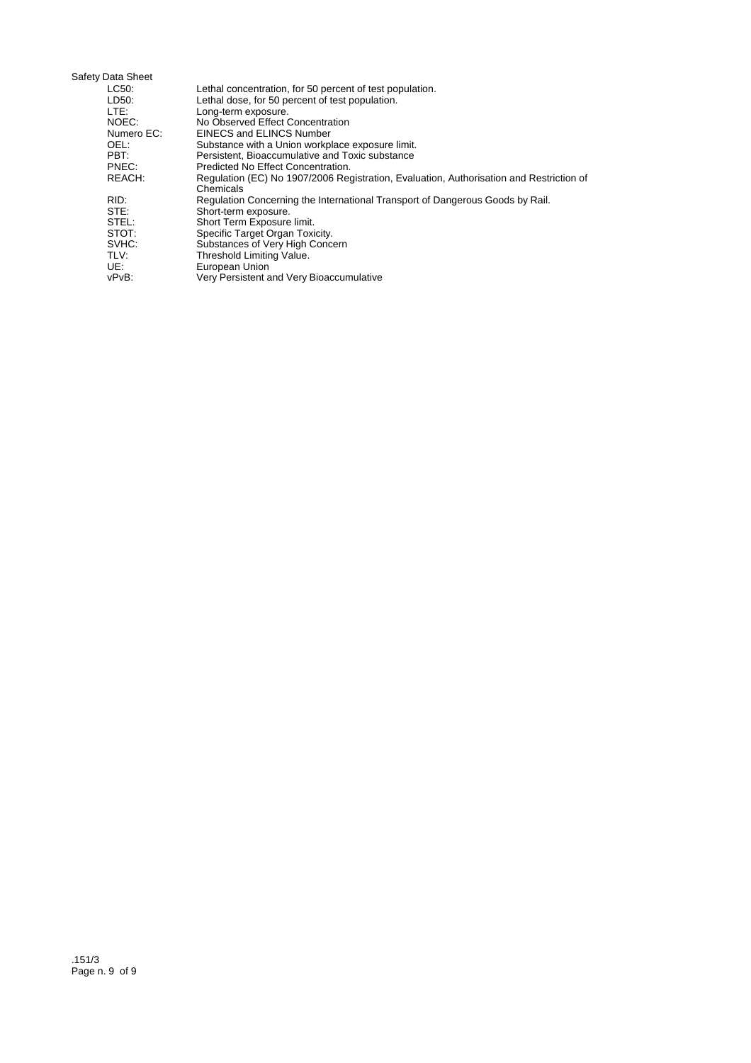| | |
|---|---|
| LC50: | Lethal concentration, for 50 percent of test population. |
| LD50: | Lethal dose, for 50 percent of test population. |
| LTE: | Long-term exposure. |
| NOEC: | No Observed Effect Concentration |
| Numero EC: | EINECS and ELINCS Number |
| OEL: | Substance with a Union workplace exposure limit. |
| PBT: | Persistent, Bioaccumulative and Toxic substance |
| PNEC: | Predicted No Effect Concentration. |
| REACH: | Regulation (EC) No 1907/2006 Registration, Evaluation, Authorisation and Restriction of Chemicals |
| RID: | Regulation Concerning the International Transport of Dangerous Goods by Rail. |
| STE: | Short-term exposure. |
| STEL: | Short Term Exposure limit. |
| STOT: | Specific Target Organ Toxicity. |
| SVHC: | Substances of Very High Concern |
| TLV: | Threshold Limiting Value. |
| UE: | European Union |
| vPvB: | Very Persistent and Very Bioaccumulative |